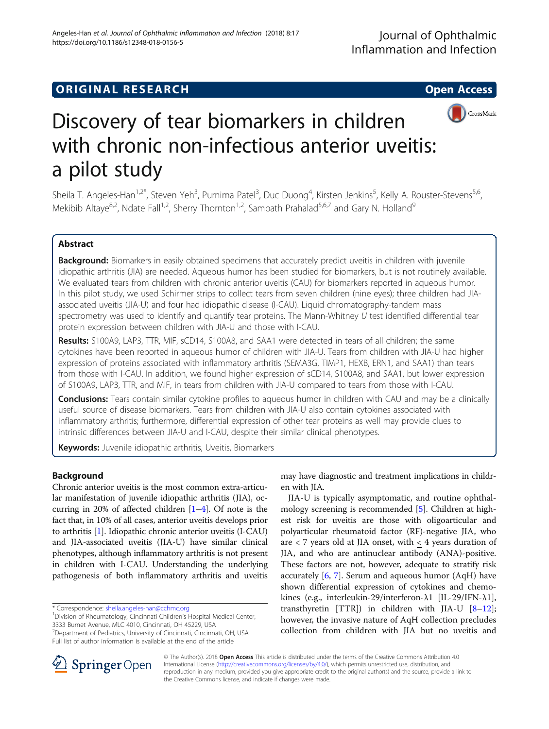ORIGINAL RESEARCH

Open Access

# Discovery of tear biomarkers in children with chronic non-infectious anterior uveitis: a pilot study

Sheila T. Angeles-Han[1,2*], Steven Yeh[3], Purnima Patel[3], Duc Duong[4], Kirsten Jenkins[5], Kelly A. Rouster-Stevens[5,6], Mekibib Altaye[8,2], Ndate Fall[1,2], Sherry Thornton[1,2], Sampath Prahalad[5,6,7] and Gary N. Holland[9]

## Abstract

**Background:** Biomarkers in easily obtained specimens that accurately predict uveitis in children with juvenile idiopathic arthritis (JIA) are needed. Aqueous humor has been studied for biomarkers, but is not routinely available. We evaluated tears from children with chronic anterior uveitis (CAU) for biomarkers reported in aqueous humor. In this pilot study, we used Schirmer strips to collect tears from seven children (nine eyes); three children had JIA-associated uveitis (JIA-U) and four had idiopathic disease (I-CAU). Liquid chromatography-tandem mass spectrometry was used to identify and quantify tear proteins. The Mann-Whitney *U* test identified differential tear protein expression between children with JIA-U and those with I-CAU.

**Results:** S100A9, LAP3, TTR, MIF, sCD14, S100A8, and SAA1 were detected in tears of all children; the same cytokines have been reported in aqueous humor of children with JIA-U. Tears from children with JIA-U had higher expression of proteins associated with inflammatory arthritis (SEMA3G, TIMP1, HEXB, ERN1, and SAA1) than tears from those with I-CAU. In addition, we found higher expression of sCD14, S100A8, and SAA1, but lower expression of S100A9, LAP3, TTR, and MIF, in tears from children with JIA-U compared to tears from those with I-CAU.

**Conclusions:** Tears contain similar cytokine profiles to aqueous humor in children with CAU and may be a clinically useful source of disease biomarkers. Tears from children with JIA-U also contain cytokines associated with inflammatory arthritis; furthermore, differential expression of other tear proteins as well may provide clues to intrinsic differences between JIA-U and I-CAU, despite their similar clinical phenotypes.

**Keywords:** Juvenile idiopathic arthritis, Uveitis, Biomarkers

## Background

Chronic anterior uveitis is the most common extra-articular manifestation of juvenile idiopathic arthritis (JIA), occurring in 20% of affected children [1–4]. Of note is the fact that, in 10% of all cases, anterior uveitis develops prior to arthritis [1]. Idiopathic chronic anterior uveitis (I-CAU) and JIA-associated uveitis (JIA-U) have similar clinical phenotypes, although inflammatory arthritis is not present in children with I-CAU. Understanding the underlying pathogenesis of both inflammatory arthritis and uveitis may have diagnostic and treatment implications in children with JIA.

JIA-U is typically asymptomatic, and routine ophthalmology screening is recommended [5]. Children at highest risk for uveitis are those with oligoarticular and polyarticular rheumatoid factor (RF)-negative JIA, who are < 7 years old at JIA onset, with ≤ 4 years duration of JIA, and who are antinuclear antibody (ANA)-positive. These factors are not, however, adequate to stratify risk accurately [6, 7]. Serum and aqueous humor (AqH) have shown differential expression of cytokines and chemokines (e.g., interleukin-29/interferon-λ1 [IL-29/IFN-λ1], transthyretin [TTR]) in children with JIA-U [8–12]; however, the invasive nature of AqH collection precludes collection from children with JIA but no uveitis and

\* Correspondence: sheila.angeles-han@cchmc.org
[1]Division of Rheumatology, Cincinnati Children's Hospital Medical Center, 3333 Burnet Avenue, MLC 4010, Cincinnati, OH 45229, USA
[2]Department of Pediatrics, University of Cincinnati, Cincinnati, OH, USA
Full list of author information is available at the end of the article

© The Author(s). 2018 **Open Access** This article is distributed under the terms of the Creative Commons Attribution 4.0 International License (http://creativecommons.org/licenses/by/4.0/), which permits unrestricted use, distribution, and reproduction in any medium, provided you give appropriate credit to the original author(s) and the source, provide a link to the Creative Commons license, and indicate if changes were made.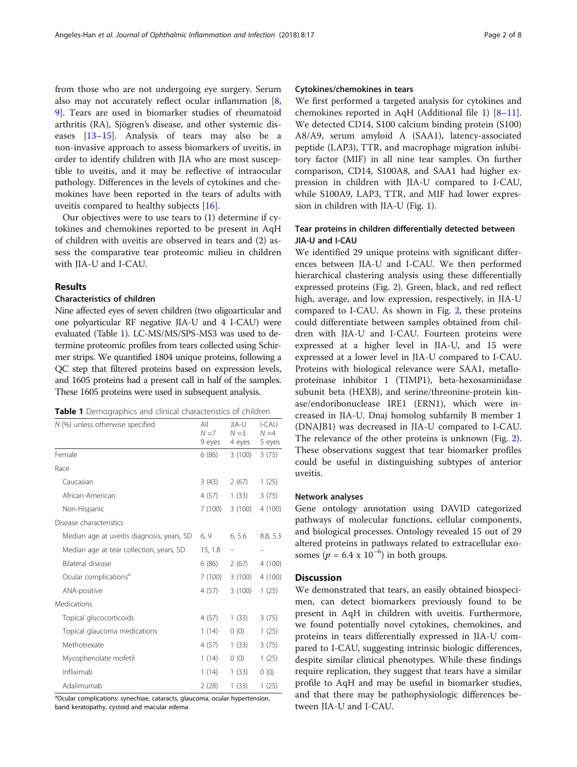from those who are not undergoing eye surgery. Serum also may not accurately reflect ocular inflammation [8, 9]. Tears are used in biomarker studies of rheumatoid arthritis (RA), Sjögren's disease, and other systemic diseases [13–15]. Analysis of tears may also be a non-invasive approach to assess biomarkers of uveitis, in order to identify children with JIA who are most susceptible to uveitis, and it may be reflective of intraocular pathology. Differences in the levels of cytokines and chemokines have been reported in the tears of adults with uveitis compared to healthy subjects [16].

Our objectives were to use tears to (1) determine if cytokines and chemokines reported to be present in AqH of children with uveitis are observed in tears and (2) assess the comparative tear proteomic milieu in children with JIA-U and I-CAU.

## Results

### Characteristics of children

Nine affected eyes of seven children (two oligoarticular and one polyarticular RF negative JIA-U and 4 I-CAU) were evaluated (Table 1). LC-MS/MS/SPS-MS3 was used to determine proteomic profiles from tears collected using Schirmer strips. We quantified 1804 unique proteins, following a QC step that filtered proteins based on expression levels, and 1605 proteins had a present call in half of the samples. These 1605 proteins were used in subsequent analysis.

**Table 1** Demographics and clinical characteristics of children

| N (%) unless otherwise specified | All $N = 7$ 9 eyes | JIA-U $N = 3$ 4 eyes | I-CAU $N = 4$ 5 eyes |
|---|---|---|---|
| Female | 6 (86) | 3 (100) | 3 (75) |
| Race | | | |
| Caucasian | 3 (43) | 2 (67) | 1 (25) |
| African-American | 4 (57) | 1 (33) | 3 (75) |
| Non-Hispanic | 7 (100) | 3 (100) | 4 (100) |
| Disease characteristics | | | |
| Median age at uveitis diagnosis, years, SD | 6, 9 | 6, 5.6 | 8.8, 5.3 |
| Median age at tear collection, years, SD | 15, 1.8 | – | – |
| Bilateral disease | 6 (86) | 2 (67) | 4 (100) |
| Ocular complications[a] | 7 (100) | 3 (100) | 4 (100) |
| ANA-positive | 4 (57) | 3 (100) | 1 (25) |
| Medications | | | |
| Topical glucocorticoids | 4 (57) | 1 (33) | 3 (75) |
| Topical glaucoma medications | 1 (14) | 0 (0) | 1 (25) |
| Methotrexate | 4 (57) | 1 (33) | 3 (75) |
| Mycophenolate mofetil | 1 (14) | 0 (0) | 1 (25) |
| Infliximab | 1 (14) | 1 (33) | 0 (0) |
| Adalimumab | 2 (28) | 1 (33) | 1 (25) |

[a]Ocular complications: synechiae, cataracts, glaucoma, ocular hypertension, band keratopathy, cystoid and macular edema

### Cytokines/chemokines in tears

We first performed a targeted analysis for cytokines and chemokines reported in AqH (Additional file 1) [8–11]. We detected CD14, S100 calcium binding protein (S100) A8/A9, serum amyloid A (SAA1), latency-associated peptide (LAP3), TTR, and macrophage migration inhibitory factor (MIF) in all nine tear samples. On further comparison, CD14, S100A8, and SAA1 had higher expression in children with JIA-U compared to I-CAU, while S100A9, LAP3, TTR, and MIF had lower expression in children with JIA-U (Fig. 1).

### Tear proteins in children differentially detected between JIA-U and I-CAU

We identified 29 unique proteins with significant differences between JIA-U and I-CAU. We then performed hierarchical clustering analysis using these differentially expressed proteins (Fig. 2). Green, black, and red reflect high, average, and low expression, respectively, in JIA-U compared to I-CAU. As shown in Fig. 2, these proteins could differentiate between samples obtained from children with JIA-U and I-CAU. Fourteen proteins were expressed at a higher level in JIA-U, and 15 were expressed at a lower level in JIA-U compared to I-CAU. Proteins with biological relevance were SAA1, metalloproteinase inhibitor 1 (TIMP1), beta-hexosaminidase subunit beta (HEXB), and serine/threonine-protein kinase/endoribonuclease IRE1 (ERN1), which were increased in JIA-U. Dnaj homolog subfamily B member 1 (DNAJB1) was decreased in JIA-U compared to I-CAU. The relevance of the other proteins is unknown (Fig. 2). These observations suggest that tear biomarker profiles could be useful in distinguishing subtypes of anterior uveitis.

### Network analyses

Gene ontology annotation using DAVID categorized pathways of molecular functions, cellular components, and biological processes. Ontology revealed 15 out of 29 altered proteins in pathways related to extracellular exosomes ($p = 6.4 \times 10^{-6}$) in both groups.

## Discussion

We demonstrated that tears, an easily obtained biospecimen, can detect biomarkers previously found to be present in AqH in children with uveitis. Furthermore, we found potentially novel cytokines, chemokines, and proteins in tears differentially expressed in JIA-U compared to I-CAU, suggesting intrinsic biologic differences, despite similar clinical phenotypes. While these findings require replication, they suggest that tears have a similar profile to AqH and may be useful in biomarker studies, and that there may be pathophysiologic differences between JIA-U and I-CAU.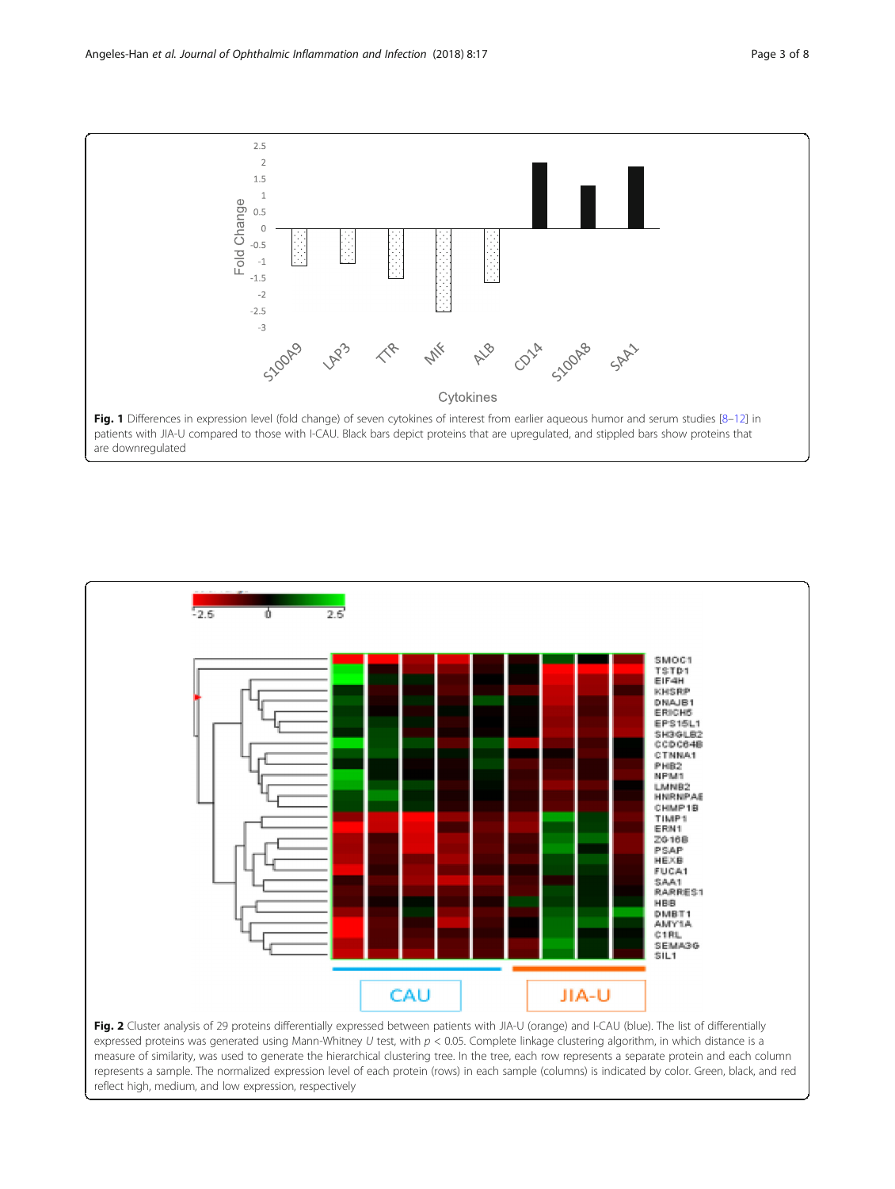**Fig. 1** Differences in expression level (fold change) of seven cytokines of interest from earlier aqueous humor and serum studies [8–12] in patients with JIA-U compared to those with I-CAU. Black bars depict proteins that are upregulated, and stippled bars show proteins that are downregulated

**Fig. 2** Cluster analysis of 29 proteins differentially expressed between patients with JIA-U (orange) and I-CAU (blue). The list of differentially expressed proteins was generated using Mann-Whitney *U* test, with $p < 0.05$. Complete linkage clustering algorithm, in which distance is a measure of similarity, was used to generate the hierarchical clustering tree. In the tree, each row represents a separate protein and each column represents a sample. The normalized expression level of each protein (rows) in each sample (columns) is indicated by color. Green, black, and red reflect high, medium, and low expression, respectively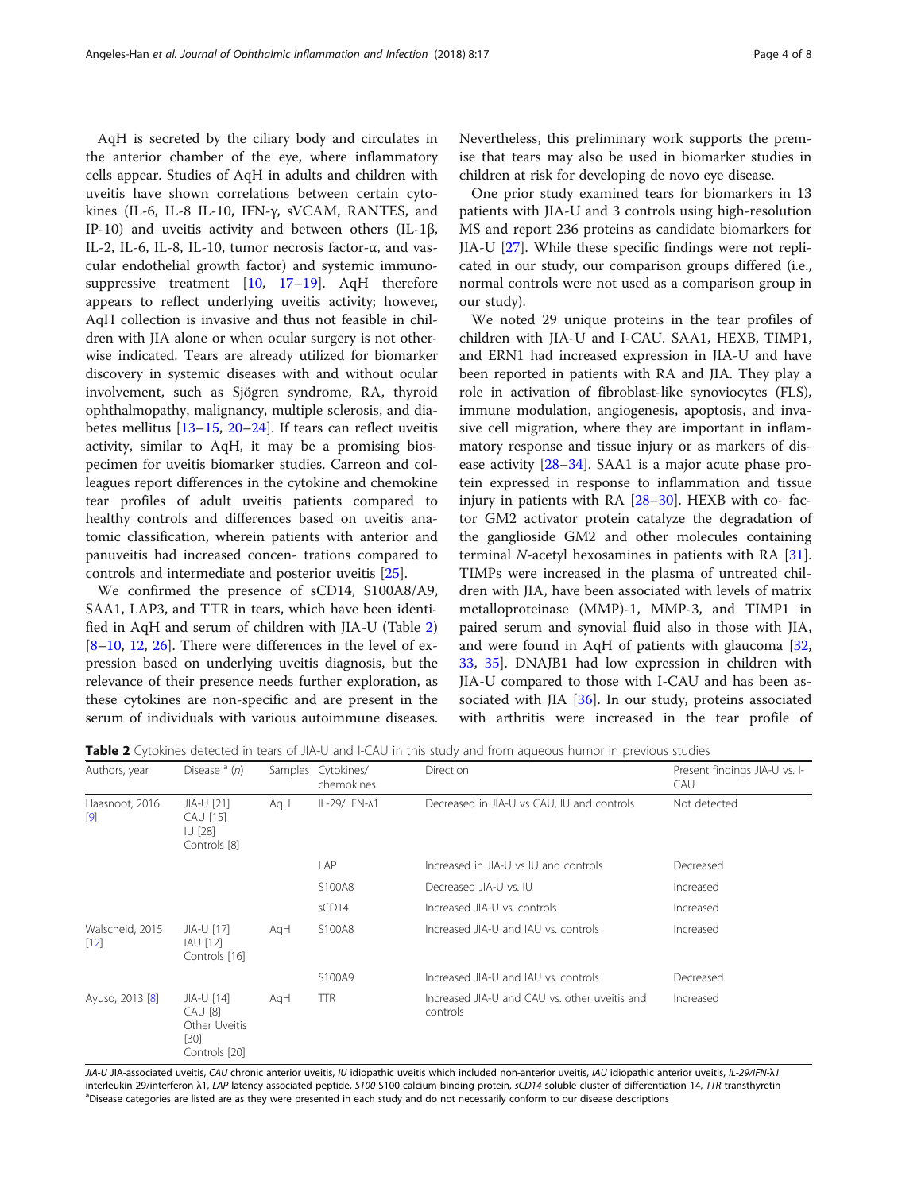AqH is secreted by the ciliary body and circulates in the anterior chamber of the eye, where inflammatory cells appear. Studies of AqH in adults and children with uveitis have shown correlations between certain cytokines (IL-6, IL-8 IL-10, IFN-γ, sVCAM, RANTES, and IP-10) and uveitis activity and between others (IL-1β, IL-2, IL-6, IL-8, IL-10, tumor necrosis factor-α, and vascular endothelial growth factor) and systemic immunosuppressive treatment [10, 17–19]. AqH therefore appears to reflect underlying uveitis activity; however, AqH collection is invasive and thus not feasible in children with JIA alone or when ocular surgery is not otherwise indicated. Tears are already utilized for biomarker discovery in systemic diseases with and without ocular involvement, such as Sjögren syndrome, RA, thyroid ophthalmopathy, malignancy, multiple sclerosis, and diabetes mellitus [13–15, 20–24]. If tears can reflect uveitis activity, similar to AqH, it may be a promising biospecimen for uveitis biomarker studies. Carreon and colleagues report differences in the cytokine and chemokine tear profiles of adult uveitis patients compared to healthy controls and differences based on uveitis anatomic classification, wherein patients with anterior and panuveitis had increased concen- trations compared to controls and intermediate and posterior uveitis [25].

We confirmed the presence of sCD14, S100A8/A9, SAA1, LAP3, and TTR in tears, which have been identified in AqH and serum of children with JIA-U (Table 2) [8–10, 12, 26]. There were differences in the level of expression based on underlying uveitis diagnosis, but the relevance of their presence needs further exploration, as these cytokines are non-specific and are present in the serum of individuals with various autoimmune diseases. Nevertheless, this preliminary work supports the premise that tears may also be used in biomarker studies in children at risk for developing de novo eye disease.

One prior study examined tears for biomarkers in 13 patients with JIA-U and 3 controls using high-resolution MS and report 236 proteins as candidate biomarkers for JIA-U [27]. While these specific findings were not replicated in our study, our comparison groups differed (i.e., normal controls were not used as a comparison group in our study).

We noted 29 unique proteins in the tear profiles of children with JIA-U and I-CAU. SAA1, HEXB, TIMP1, and ERN1 had increased expression in JIA-U and have been reported in patients with RA and JIA. They play a role in activation of fibroblast-like synoviocytes (FLS), immune modulation, angiogenesis, apoptosis, and invasive cell migration, where they are important in inflammatory response and tissue injury or as markers of disease activity [28–34]. SAA1 is a major acute phase protein expressed in response to inflammation and tissue injury in patients with RA [28–30]. HEXB with co- factor GM2 activator protein catalyze the degradation of the ganglioside GM2 and other molecules containing terminal *N*-acetyl hexosamines in patients with RA [31]. TIMPs were increased in the plasma of untreated children with JIA, have been associated with levels of matrix metalloproteinase (MMP)-1, MMP-3, and TIMP1 in paired serum and synovial fluid also in those with JIA, and were found in AqH of patients with glaucoma [32, 33, 35]. DNAJB1 had low expression in children with JIA-U compared to those with I-CAU and has been associated with JIA [36]. In our study, proteins associated with arthritis were increased in the tear profile of

**Table 2** Cytokines detected in tears of JIA-U and I-CAU in this study and from aqueous humor in previous studies

| Authors, year | Disease [a] (n) | Samples | Cytokines/ chemokines | Direction | Present findings JIA-U vs. I-CAU |
|---|---|---|---|---|---|
| Haasnoot, 2016 [9] | JIA-U [21] CAU [15] IU [28] Controls [8] | AqH | IL-29/ IFN-λ1 | Decreased in JIA-U vs CAU, IU and controls | Not detected |
| | | | LAP | Increased in JIA-U vs IU and controls | Decreased |
| | | | S100A8 | Decreased JIA-U vs. IU | Increased |
| | | | sCD14 | Increased JIA-U vs. controls | Increased |
| Walscheid, 2015 [12] | JIA-U [17] IAU [12] Controls [16] | AqH | S100A8 | Increased JIA-U and IAU vs. controls | Increased |
| | | | S100A9 | Increased JIA-U and IAU vs. controls | Decreased |
| Ayuso, 2013 [8] | JIA-U [14] CAU [8] Other Uveitis [30] Controls [20] | AqH | TTR | Increased JIA-U and CAU vs. other uveitis and controls | Increased |

*JIA-U* JIA-associated uveitis, *CAU* chronic anterior uveitis, *IU* idiopathic uveitis which included non-anterior uveitis, *IAU* idiopathic anterior uveitis, *IL-29/IFN-λ1* interleukin-29/interferon-λ1, *LAP* latency associated peptide, *S100* S100 calcium binding protein, *sCD14* soluble cluster of differentiation 14, *TTR* transthyretin

[a]Disease categories are listed are as they were presented in each study and do not necessarily conform to our disease descriptions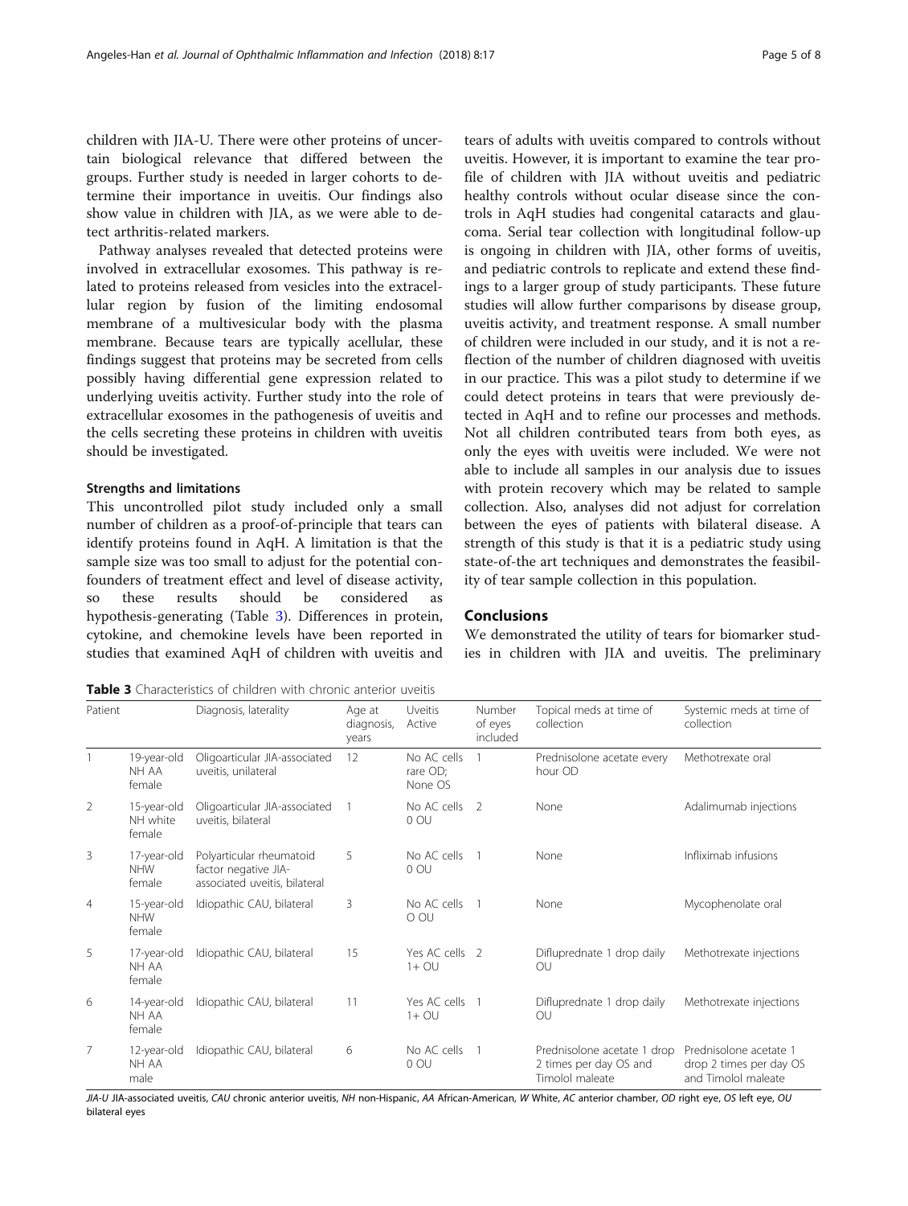children with JIA-U. There were other proteins of uncertain biological relevance that differed between the groups. Further study is needed in larger cohorts to determine their importance in uveitis. Our findings also show value in children with JIA, as we were able to detect arthritis-related markers.

Pathway analyses revealed that detected proteins were involved in extracellular exosomes. This pathway is related to proteins released from vesicles into the extracellular region by fusion of the limiting endosomal membrane of a multivesicular body with the plasma membrane. Because tears are typically acellular, these findings suggest that proteins may be secreted from cells possibly having differential gene expression related to underlying uveitis activity. Further study into the role of extracellular exosomes in the pathogenesis of uveitis and the cells secreting these proteins in children with uveitis should be investigated.

### Strengths and limitations

This uncontrolled pilot study included only a small number of children as a proof-of-principle that tears can identify proteins found in AqH. A limitation is that the sample size was too small to adjust for the potential confounders of treatment effect and level of disease activity, so these results should be considered as hypothesis-generating (Table 3). Differences in protein, cytokine, and chemokine levels have been reported in studies that examined AqH of children with uveitis and tears of adults with uveitis compared to controls without uveitis. However, it is important to examine the tear profile of children with JIA without uveitis and pediatric healthy controls without ocular disease since the controls in AqH studies had congenital cataracts and glaucoma. Serial tear collection with longitudinal follow-up is ongoing in children with JIA, other forms of uveitis, and pediatric controls to replicate and extend these findings to a larger group of study participants. These future studies will allow further comparisons by disease group, uveitis activity, and treatment response. A small number of children were included in our study, and it is not a reflection of the number of children diagnosed with uveitis in our practice. This was a pilot study to determine if we could detect proteins in tears that were previously detected in AqH and to refine our processes and methods. Not all children contributed tears from both eyes, as only the eyes with uveitis were included. We were not able to include all samples in our analysis due to issues with protein recovery which may be related to sample collection. Also, analyses did not adjust for correlation between the eyes of patients with bilateral disease. A strength of this study is that it is a pediatric study using state-of-the art techniques and demonstrates the feasibility of tear sample collection in this population.

## Conclusions

We demonstrated the utility of tears for biomarker studies in children with JIA and uveitis. The preliminary

**Table 3** Characteristics of children with chronic anterior uveitis

| Patient | | Diagnosis, laterality | Age at diagnosis, years | Uveitis Active | Number of eyes included | Topical meds at time of collection | Systemic meds at time of collection |
|---|---|---|---|---|---|---|---|
| 1 | 19-year-old NH AA female | Oligoarticular JIA-associated uveitis, unilateral | 12 | No AC cells rare OD; None OS | 1 | Prednisolone acetate every hour OD | Methotrexate oral |
| 2 | 15-year-old NH white female | Oligoarticular JIA-associated uveitis, bilateral | 1 | No AC cells 0 OU | 2 | None | Adalimumab injections |
| 3 | 17-year-old NHW female | Polyarticular rheumatoid factor negative JIA-associated uveitis, bilateral | 5 | No AC cells 0 OU | 1 | None | Infliximab infusions |
| 4 | 15-year-old NHW female | Idiopathic CAU, bilateral | 3 | No AC cells O OU | 1 | None | Mycophenolate oral |
| 5 | 17-year-old NH AA female | Idiopathic CAU, bilateral | 15 | Yes AC cells 1+ OU | 2 | Difluprednate 1 drop daily OU | Methotrexate injections |
| 6 | 14-year-old NH AA female | Idiopathic CAU, bilateral | 11 | Yes AC cells 1+ OU | 1 | Difluprednate 1 drop daily OU | Methotrexate injections |
| 7 | 12-year-old NH AA male | Idiopathic CAU, bilateral | 6 | No AC cells 0 OU | 1 | Prednisolone acetate 1 drop 2 times per day OS and Timolol maleate | Prednisolone acetate 1 drop 2 times per day OS and Timolol maleate |

*JIA-U* JIA-associated uveitis, *CAU* chronic anterior uveitis, *NH* non-Hispanic, *AA* African-American, *W* White, *AC* anterior chamber, *OD* right eye, *OS* left eye, *OU* bilateral eyes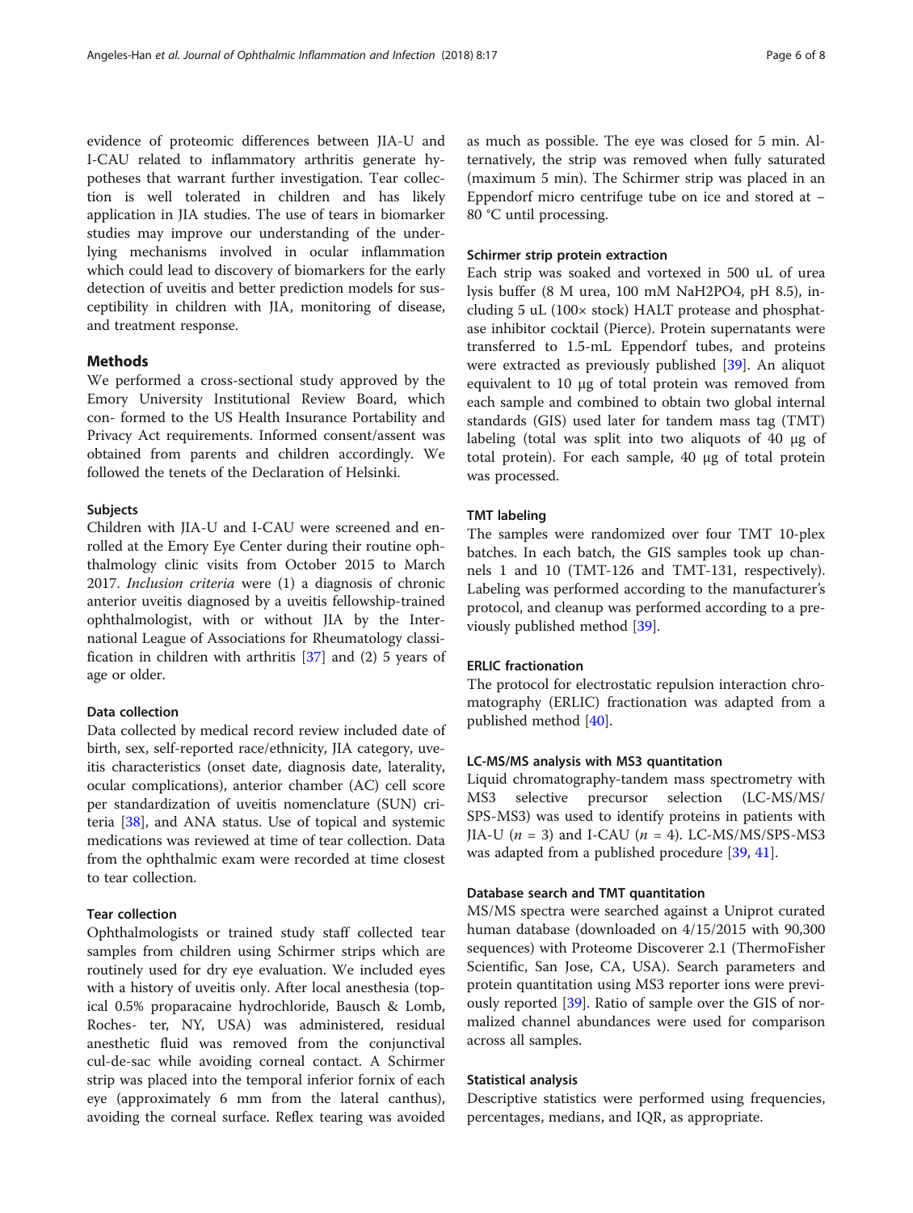evidence of proteomic differences between JIA-U and I-CAU related to inflammatory arthritis generate hypotheses that warrant further investigation. Tear collection is well tolerated in children and has likely application in JIA studies. The use of tears in biomarker studies may improve our understanding of the underlying mechanisms involved in ocular inflammation which could lead to discovery of biomarkers for the early detection of uveitis and better prediction models for susceptibility in children with JIA, monitoring of disease, and treatment response.

## Methods

We performed a cross-sectional study approved by the Emory University Institutional Review Board, which con- formed to the US Health Insurance Portability and Privacy Act requirements. Informed consent/assent was obtained from parents and children accordingly. We followed the tenets of the Declaration of Helsinki.

### Subjects

Children with JIA-U and I-CAU were screened and enrolled at the Emory Eye Center during their routine ophthalmology clinic visits from October 2015 to March 2017. *Inclusion criteria* were (1) a diagnosis of chronic anterior uveitis diagnosed by a uveitis fellowship-trained ophthalmologist, with or without JIA by the International League of Associations for Rheumatology classification in children with arthritis [37] and (2) 5 years of age or older.

### Data collection

Data collected by medical record review included date of birth, sex, self-reported race/ethnicity, JIA category, uveitis characteristics (onset date, diagnosis date, laterality, ocular complications), anterior chamber (AC) cell score per standardization of uveitis nomenclature (SUN) criteria [38], and ANA status. Use of topical and systemic medications was reviewed at time of tear collection. Data from the ophthalmic exam were recorded at time closest to tear collection.

### Tear collection

Ophthalmologists or trained study staff collected tear samples from children using Schirmer strips which are routinely used for dry eye evaluation. We included eyes with a history of uveitis only. After local anesthesia (topical 0.5% proparacaine hydrochloride, Bausch & Lomb, Roches- ter, NY, USA) was administered, residual anesthetic fluid was removed from the conjunctival cul-de-sac while avoiding corneal contact. A Schirmer strip was placed into the temporal inferior fornix of each eye (approximately 6 mm from the lateral canthus), avoiding the corneal surface. Reflex tearing was avoided as much as possible. The eye was closed for 5 min. Alternatively, the strip was removed when fully saturated (maximum 5 min). The Schirmer strip was placed in an Eppendorf micro centrifuge tube on ice and stored at − 80 °C until processing.

### Schirmer strip protein extraction

Each strip was soaked and vortexed in 500 uL of urea lysis buffer (8 M urea, 100 mM $NaH_2PO_4$, pH 8.5), including 5 uL (100× stock) HALT protease and phosphatase inhibitor cocktail (Pierce). Protein supernatants were transferred to 1.5-mL Eppendorf tubes, and proteins were extracted as previously published [39]. An aliquot equivalent to 10 μg of total protein was removed from each sample and combined to obtain two global internal standards (GIS) used later for tandem mass tag (TMT) labeling (total was split into two aliquots of 40 μg of total protein). For each sample, 40 μg of total protein was processed.

### TMT labeling

The samples were randomized over four TMT 10-plex batches. In each batch, the GIS samples took up channels 1 and 10 (TMT-126 and TMT-131, respectively). Labeling was performed according to the manufacturer's protocol, and cleanup was performed according to a previously published method [39].

### ERLIC fractionation

The protocol for electrostatic repulsion interaction chromatography (ERLIC) fractionation was adapted from a published method [40].

### LC-MS/MS analysis with MS3 quantitation

Liquid chromatography-tandem mass spectrometry with MS3 selective precursor selection (LC-MS/MS/SPS-MS3) was used to identify proteins in patients with JIA-U ($n$ = 3) and I-CAU ($n$ = 4). LC-MS/MS/SPS-MS3 was adapted from a published procedure [39, 41].

### Database search and TMT quantitation

MS/MS spectra were searched against a Uniprot curated human database (downloaded on 4/15/2015 with 90,300 sequences) with Proteome Discoverer 2.1 (ThermoFisher Scientific, San Jose, CA, USA). Search parameters and protein quantitation using MS3 reporter ions were previously reported [39]. Ratio of sample over the GIS of normalized channel abundances were used for comparison across all samples.

### Statistical analysis

Descriptive statistics were performed using frequencies, percentages, medians, and IQR, as appropriate.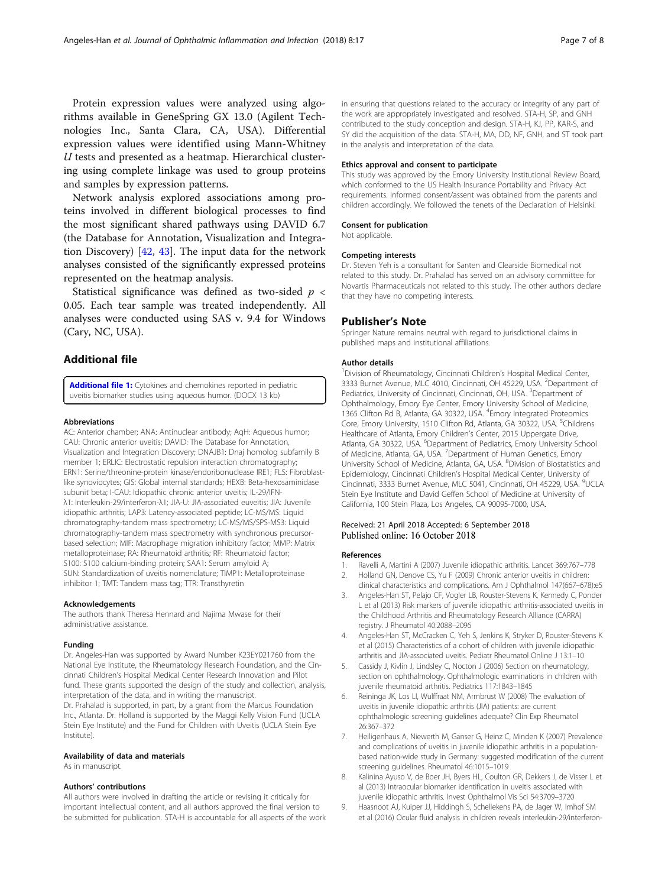Protein expression values were analyzed using algorithms available in GeneSpring GX 13.0 (Agilent Technologies Inc., Santa Clara, CA, USA). Differential expression values were identified using Mann-Whitney *U* tests and presented as a heatmap. Hierarchical clustering using complete linkage was used to group proteins and samples by expression patterns.

Network analysis explored associations among proteins involved in different biological processes to find the most significant shared pathways using DAVID 6.7 (the Database for Annotation, Visualization and Integration Discovery) [42, 43]. The input data for the network analyses consisted of the significantly expressed proteins represented on the heatmap analysis.

Statistical significance was defined as two-sided $p < 0.05$. Each tear sample was treated independently. All analyses were conducted using SAS v. 9.4 for Windows (Cary, NC, USA).

## Additional file

**Additional file 1:** Cytokines and chemokines reported in pediatric uveitis biomarker studies using aqueous humor. (DOCX 13 kb)

#### Abbreviations

AC: Anterior chamber; ANA: Antinuclear antibody; AqH: Aqueous humor; CAU: Chronic anterior uveitis; DAVID: The Database for Annotation, Visualization and Integration Discovery; DNAJB1: Dnaj homolog subfamily B member 1; ERLIC: Electrostatic repulsion interaction chromatography; ERN1: Serine/threonine-protein kinase/endoribonuclease IRE1; FLS: Fibroblast-like synoviocytes; GIS: Global internal standards; HEXB: Beta-hexosaminidase subunit beta; I-CAU: Idiopathic chronic anterior uveitis; IL-29/IFN-λ1: Interleukin-29/interferon-λ1; JIA-U: JIA-associated euveitis; JIA: Juvenile idiopathic arthritis; LAP3: Latency-associated peptide; LC-MS/MS: Liquid chromatography-tandem mass spectrometry; LC-MS/MS/SPS-MS3: Liquid chromatography-tandem mass spectrometry with synchronous precursor-based selection; MIF: Macrophage migration inhibitory factor; MMP: Matrix metalloproteinase; RA: Rheumatoid arthritis; RF: Rheumatoid factor; S100: S100 calcium-binding protein; SAA1: Serum amyloid A; SUN: Standardization of uveitis nomenclature; TIMP1: Metalloproteinase inhibitor 1; TMT: Tandem mass tag; TTR: Transthyretin

#### Acknowledgements

The authors thank Theresa Hennard and Najima Mwase for their administrative assistance.

#### Funding

Dr. Angeles-Han was supported by Award Number K23EY021760 from the National Eye Institute, the Rheumatology Research Foundation, and the Cincinnati Children's Hospital Medical Center Research Innovation and Pilot fund. These grants supported the design of the study and collection, analysis, interpretation of the data, and in writing the manuscript.
Dr. Prahalad is supported, in part, by a grant from the Marcus Foundation Inc., Atlanta. Dr. Holland is supported by the Maggi Kelly Vision Fund (UCLA Stein Eye Institute) and the Fund for Children with Uveitis (UCLA Stein Eye Institute).

#### Availability of data and materials

As in manuscript.

#### Authors' contributions

All authors were involved in drafting the article or revising it critically for important intellectual content, and all authors approved the final version to be submitted for publication. STA-H is accountable for all aspects of the work in ensuring that questions related to the accuracy or integrity of any part of the work are appropriately investigated and resolved. STA-H, SP, and GNH contributed to the study conception and design. STA-H, KJ, PP, KAR-S, and SY did the acquisition of the data. STA-H, MA, DD, NF, GNH, and ST took part in the analysis and interpretation of the data.

#### Ethics approval and consent to participate

This study was approved by the Emory University Institutional Review Board, which conformed to the US Health Insurance Portability and Privacy Act requirements. Informed consent/assent was obtained from the parents and children accordingly. We followed the tenets of the Declaration of Helsinki.

#### Consent for publication

Not applicable.

#### Competing interests

Dr. Steven Yeh is a consultant for Santen and Clearside Biomedical not related to this study. Dr. Prahalad has served on an advisory committee for Novartis Pharmaceuticals not related to this study. The other authors declare that they have no competing interests.

## Publisher's Note

Springer Nature remains neutral with regard to jurisdictional claims in published maps and institutional affiliations.

#### Author details

[1]Division of Rheumatology, Cincinnati Children's Hospital Medical Center, 3333 Burnet Avenue, MLC 4010, Cincinnati, OH 45229, USA. [2]Department of Pediatrics, University of Cincinnati, Cincinnati, OH, USA. [3]Department of Ophthalmology, Emory Eye Center, Emory University School of Medicine, 1365 Clifton Rd B, Atlanta, GA 30322, USA. [4]Emory Integrated Proteomics Core, Emory University, 1510 Clifton Rd, Atlanta, GA 30322, USA. [5]Childrens Healthcare of Atlanta, Emory Children's Center, 2015 Uppergate Drive, Atlanta, GA 30322, USA. [6]Department of Pediatrics, Emory University School of Medicine, Atlanta, GA, USA. [7]Department of Human Genetics, Emory University School of Medicine, Atlanta, GA, USA. [8]Division of Biostatistics and Epidemiology, Cincinnati Children's Hospital Medical Center, University of Cincinnati, 3333 Burnet Avenue, MLC 5041, Cincinnati, OH 45229, USA. [9]UCLA Stein Eye Institute and David Geffen School of Medicine at University of California, 100 Stein Plaza, Los Angeles, CA 90095-7000, USA.

Received: 21 April 2018 Accepted: 6 September 2018
Published online: 16 October 2018

#### References

1. Ravelli A, Martini A (2007) Juvenile idiopathic arthritis. Lancet 369:767–778
2. Holland GN, Denove CS, Yu F (2009) Chronic anterior uveitis in children: clinical characteristics and complications. Am J Ophthalmol 147(667–678):e5
3. Angeles-Han ST, Pelajo CF, Vogler LB, Rouster-Stevens K, Kennedy C, Ponder L et al (2013) Risk markers of juvenile idiopathic arthritis-associated uveitis in the Childhood Arthritis and Rheumatology Research Alliance (CARRA) registry. J Rheumatol 40:2088–2096
4. Angeles-Han ST, McCracken C, Yeh S, Jenkins K, Stryker D, Rouster-Stevens K et al (2015) Characteristics of a cohort of children with juvenile idiopathic arthritis and JIA-associated uveitis. Pediatr Rheumatol Online J 13:1–10
5. Cassidy J, Kivlin J, Lindsley C, Nocton J (2006) Section on rheumatology, section on ophthalmology. Ophthalmologic examinations in children with juvenile rheumatoid arthritis. Pediatrics 117:1843–1845
6. Reininga JK, Los LI, Wulffraat NM, Armbrust W (2008) The evaluation of uveitis in juvenile idiopathic arthritis (JIA) patients: are current ophthalmologic screening guidelines adequate? Clin Exp Rheumatol 26:367–372
7. Heiligenhaus A, Niewerth M, Ganser G, Heinz C, Minden K (2007) Prevalence and complications of uveitis in juvenile idiopathic arthritis in a population-based nation-wide study in Germany: suggested modification of the current screening guidelines. Rheumatol 46:1015–1019
8. Kalinina Ayuso V, de Boer JH, Byers HL, Coulton GR, Dekkers J, de Visser L et al (2013) Intraocular biomarker identification in uveitis associated with juvenile idiopathic arthritis. Invest Ophthalmol Vis Sci 54:3709–3720
9. Haasnoot AJ, Kuiper JJ, Hiddingh S, Schellekens PA, de Jager W, Imhof SM et al (2016) Ocular fluid analysis in children reveals interleukin-29/interferon-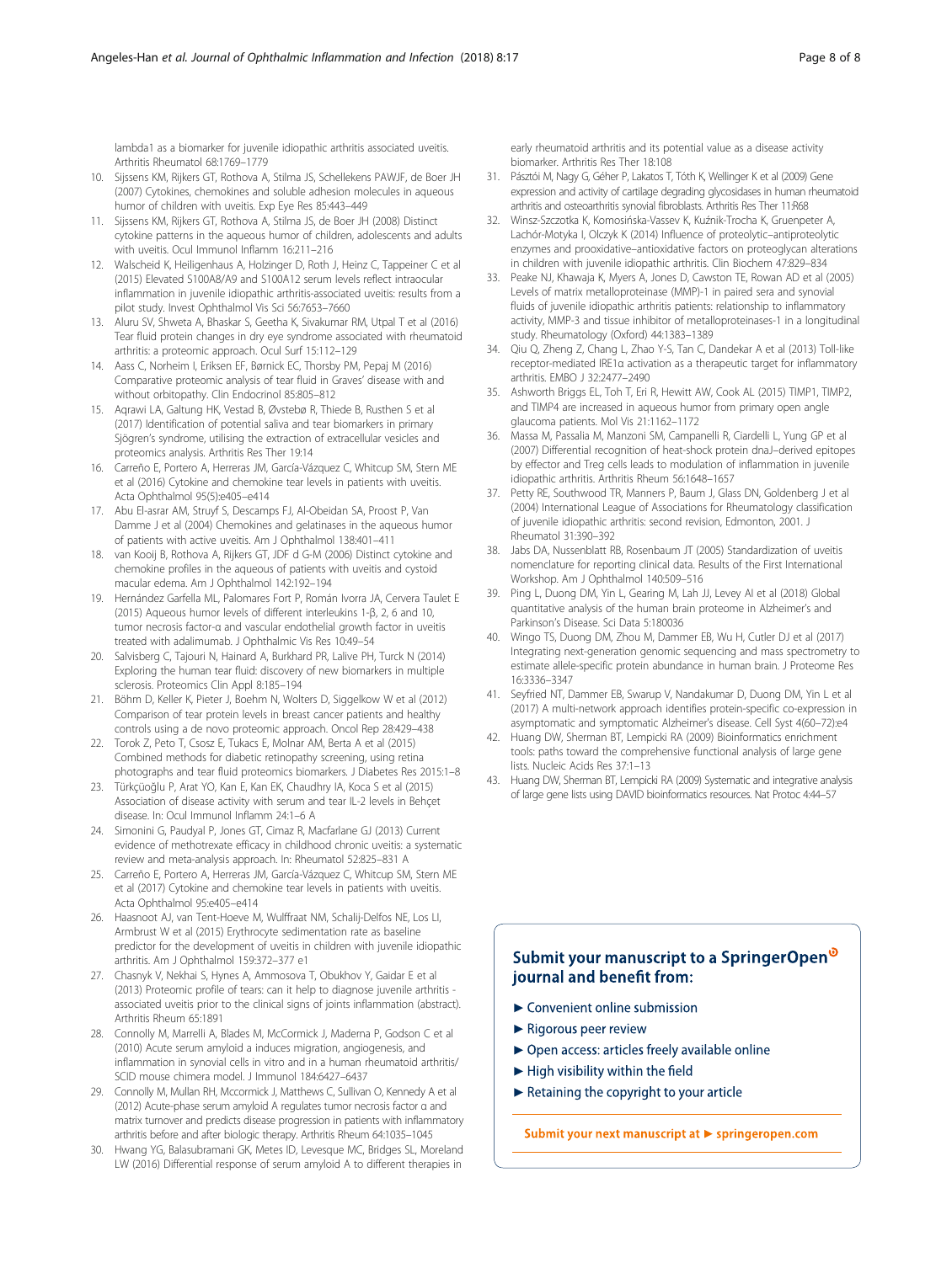lambda1 as a biomarker for juvenile idiopathic arthritis associated uveitis. Arthritis Rheumatol 68:1769–1779

10. Sijssens KM, Rijkers GT, Rothova A, Stilma JS, Schellekens PAWJF, de Boer JH (2007) Cytokines, chemokines and soluble adhesion molecules in aqueous humor of children with uveitis. Exp Eye Res 85:443–449
11. Sijssens KM, Rijkers GT, Rothova A, Stilma JS, de Boer JH (2008) Distinct cytokine patterns in the aqueous humor of children, adolescents and adults with uveitis. Ocul Immunol Inflamm 16:211–216
12. Walscheid K, Heiligenhaus A, Holzinger D, Roth J, Heinz C, Tappeiner C et al (2015) Elevated S100A8/A9 and S100A12 serum levels reflect intraocular inflammation in juvenile idiopathic arthritis-associated uveitis: results from a pilot study. Invest Ophthalmol Vis Sci 56:7653–7660
13. Aluru SV, Shweta A, Bhaskar S, Geetha K, Sivakumar RM, Utpal T et al (2016) Tear fluid protein changes in dry eye syndrome associated with rheumatoid arthritis: a proteomic approach. Ocul Surf 15:112–129
14. Aass C, Norheim I, Eriksen EF, Børnick EC, Thorsby PM, Pepaj M (2016) Comparative proteomic analysis of tear fluid in Graves' disease with and without orbitopathy. Clin Endocrinol 85:805–812
15. Aqrawi LA, Galtung HK, Vestad B, Øvstebø R, Thiede B, Rusthen S et al (2017) Identification of potential saliva and tear biomarkers in primary Sjögren's syndrome, utilising the extraction of extracellular vesicles and proteomics analysis. Arthritis Res Ther 19:14
16. Carreño E, Portero A, Herreras JM, García-Vázquez C, Whitcup SM, Stern ME et al (2016) Cytokine and chemokine tear levels in patients with uveitis. Acta Ophthalmol 95(5):e405–e414
17. Abu El-asrar AM, Struyf S, Descamps FJ, Al-Obeidan SA, Proost P, Van Damme J et al (2004) Chemokines and gelatinases in the aqueous humor of patients with active uveitis. Am J Ophthalmol 138:401–411
18. van Kooij B, Rothova A, Rijkers GT, JDF d G-M (2006) Distinct cytokine and chemokine profiles in the aqueous of patients with uveitis and cystoid macular edema. Am J Ophthalmol 142:192–194
19. Hernández Garfella ML, Palomares Fort P, Román Ivorra JA, Cervera Taulet E (2015) Aqueous humor levels of different interleukins 1-β, 2, 6 and 10, tumor necrosis factor-α and vascular endothelial growth factor in uveitis treated with adalimumab. J Ophthalmic Vis Res 10:49–54
20. Salvisberg C, Tajouri N, Hainard A, Burkhard PR, Lalive PH, Turck N (2014) Exploring the human tear fluid: discovery of new biomarkers in multiple sclerosis. Proteomics Clin Appl 8:185–194
21. Böhm D, Keller K, Pieter J, Boehm N, Wolters D, Siggelkow W et al (2012) Comparison of tear protein levels in breast cancer patients and healthy controls using a de novo proteomic approach. Oncol Rep 28:429–438
22. Torok Z, Peto T, Csosz E, Tukacs E, Molnar AM, Berta A et al (2015) Combined methods for diabetic retinopathy screening, using retina photographs and tear fluid proteomics biomarkers. J Diabetes Res 2015:1–8
23. Türkçüoğlu P, Arat YO, Kan E, Kan EK, Chaudhry IA, Koca S et al (2015) Association of disease activity with serum and tear IL-2 levels in Behçet disease. In: Ocul Immunol Inflamm 24:1–6 A
24. Simonini G, Paudyal P, Jones GT, Cimaz R, Macfarlane GJ (2013) Current evidence of methotrexate efficacy in childhood chronic uveitis: a systematic review and meta-analysis approach. In: Rheumatol 52:825–831 A
25. Carreño E, Portero A, Herreras JM, García-Vázquez C, Whitcup SM, Stern ME et al (2017) Cytokine and chemokine tear levels in patients with uveitis. Acta Ophthalmol 95:e405–e414
26. Haasnoot AJ, van Tent-Hoeve M, Wulffraat NM, Schalij-Delfos NE, Los LI, Armbrust W et al (2015) Erythrocyte sedimentation rate as baseline predictor for the development of uveitis in children with juvenile idiopathic arthritis. Am J Ophthalmol 159:372–377 e1
27. Chasnyk V, Nekhai S, Hynes A, Ammosova T, Obukhov Y, Gaidar E et al (2013) Proteomic profile of tears: can it help to diagnose juvenile arthritis - associated uveitis prior to the clinical signs of joints inflammation (abstract). Arthritis Rheum 65:1891
28. Connolly M, Marrelli A, Blades M, McCormick J, Maderna P, Godson C et al (2010) Acute serum amyloid a induces migration, angiogenesis, and inflammation in synovial cells in vitro and in a human rheumatoid arthritis/ SCID mouse chimera model. J Immunol 184:6427–6437
29. Connolly M, Mullan RH, Mccormick J, Matthews C, Sullivan O, Kennedy A et al (2012) Acute-phase serum amyloid A regulates tumor necrosis factor α and matrix turnover and predicts disease progression in patients with inflammatory arthritis before and after biologic therapy. Arthritis Rheum 64:1035–1045
30. Hwang YG, Balasubramani GK, Metes ID, Levesque MC, Bridges SL, Moreland LW (2016) Differential response of serum amyloid A to different therapies in early rheumatoid arthritis and its potential value as a disease activity biomarker. Arthritis Res Ther 18:108
31. Pásztói M, Nagy G, Géher P, Lakatos T, Tóth K, Wellinger K et al (2009) Gene expression and activity of cartilage degrading glycosidases in human rheumatoid arthritis and osteoarthritis synovial fibroblasts. Arthritis Res Ther 11:R68
32. Winsz-Szczotka K, Komosińska-Vassev K, Kuźnik-Trocha K, Gruenpeter A, Lachór-Motyka I, Olczyk K (2014) Influence of proteolytic–antiproteolytic enzymes and prooxidative–antioxidative factors on proteoglycan alterations in children with juvenile idiopathic arthritis. Clin Biochem 47:829–834
33. Peake NJ, Khawaja K, Myers A, Jones D, Cawston TE, Rowan AD et al (2005) Levels of matrix metalloproteinase (MMP)-1 in paired sera and synovial fluids of juvenile idiopathic arthritis patients: relationship to inflammatory activity, MMP-3 and tissue inhibitor of metalloproteinases-1 in a longitudinal study. Rheumatology (Oxford) 44:1383–1389
34. Qiu Q, Zheng Z, Chang L, Zhao Y-S, Tan C, Dandekar A et al (2013) Toll-like receptor-mediated IRE1α activation as a therapeutic target for inflammatory arthritis. EMBO J 32:2477–2490
35. Ashworth Briggs EL, Toh T, Eri R, Hewitt AW, Cook AL (2015) TIMP1, TIMP2, and TIMP4 are increased in aqueous humor from primary open angle glaucoma patients. Mol Vis 21:1162–1172
36. Massa M, Passalia M, Manzoni SM, Campanelli R, Ciardelli L, Yung GP et al (2007) Differential recognition of heat-shock protein dnaJ–derived epitopes by effector and Treg cells leads to modulation of inflammation in juvenile idiopathic arthritis. Arthritis Rheum 56:1648–1657
37. Petty RE, Southwood TR, Manners P, Baum J, Glass DN, Goldenberg J et al (2004) International League of Associations for Rheumatology classification of juvenile idiopathic arthritis: second revision, Edmonton, 2001. J Rheumatol 31:390–392
38. Jabs DA, Nussenblatt RB, Rosenbaum JT (2005) Standardization of uveitis nomenclature for reporting clinical data. Results of the First International Workshop. Am J Ophthalmol 140:509–516
39. Ping L, Duong DM, Yin L, Gearing M, Lah JJ, Levey AI et al (2018) Global quantitative analysis of the human brain proteome in Alzheimer's and Parkinson's Disease. Sci Data 5:180036
40. Wingo TS, Duong DM, Zhou M, Dammer EB, Wu H, Cutler DJ et al (2017) Integrating next-generation genomic sequencing and mass spectrometry to estimate allele-specific protein abundance in human brain. J Proteome Res 16:3336–3347
41. Seyfried NT, Dammer EB, Swarup V, Nandakumar D, Duong DM, Yin L et al (2017) A multi-network approach identifies protein-specific co-expression in asymptomatic and symptomatic Alzheimer's disease. Cell Syst 4(60–72):e4
42. Huang DW, Sherman BT, Lempicki RA (2009) Bioinformatics enrichment tools: paths toward the comprehensive functional analysis of large gene lists. Nucleic Acids Res 37:1–13
43. Huang DW, Sherman BT, Lempicki RA (2009) Systematic and integrative analysis of large gene lists using DAVID bioinformatics resources. Nat Protoc 4:44–57

**Submit your manuscript to a SpringerOpen journal and benefit from:**

- ► Convenient online submission
- ► Rigorous peer review
- ► Open access: articles freely available online
- ► High visibility within the field
- ► Retaining the copyright to your article

**Submit your next manuscript at ► springeropen.com**